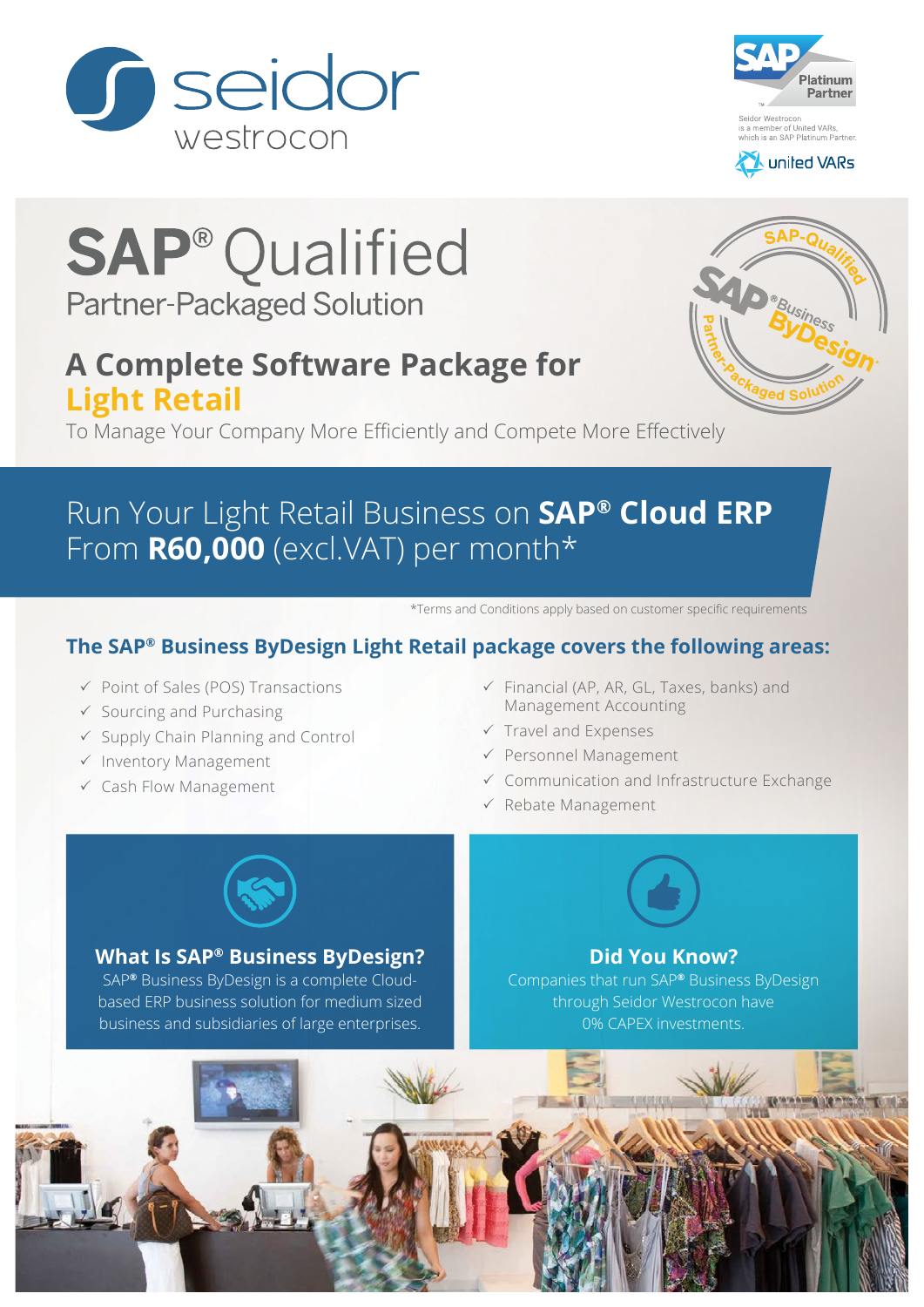seidor westrocon

SAP Platinum Partner

Seidor Westrocon is a member of United VARs, which is an SAP Platinum Partner.

united VARs

# SAP® Qualified

## Partner-Packaged Solution

## A Complete Software Package for Light Retail

To Manage Your Company More Efficiently and Compete More Effectively

SAP-Qualified SAP® Business ByDesign Partner-Packaged Solution

## Run Your Light Retail Business on **SAP® Cloud ERP** From **R60,000** (excl.VAT) per month*

*Terms and Conditions apply based on customer specific requirements

### The SAP® Business ByDesign Light Retail package covers the following areas:

- ✓ Point of Sales (POS) Transactions
- ✓ Sourcing and Purchasing
- ✓ Supply Chain Planning and Control
- ✓ Inventory Management
- ✓ Cash Flow Management
- ✓ Financial (AP, AR, GL, Taxes, banks) and Management Accounting
- ✓ Travel and Expenses
- ✓ Personnel Management
- ✓ Communication and Infrastructure Exchange
- ✓ Rebate Management

### What Is SAP® Business ByDesign?

SAP® Business ByDesign is a complete Cloud-based ERP business solution for medium sized business and subsidiaries of large enterprises.

### Did You Know?

Companies that run SAP® Business ByDesign through Seidor Westrocon have 0% CAPEX investments.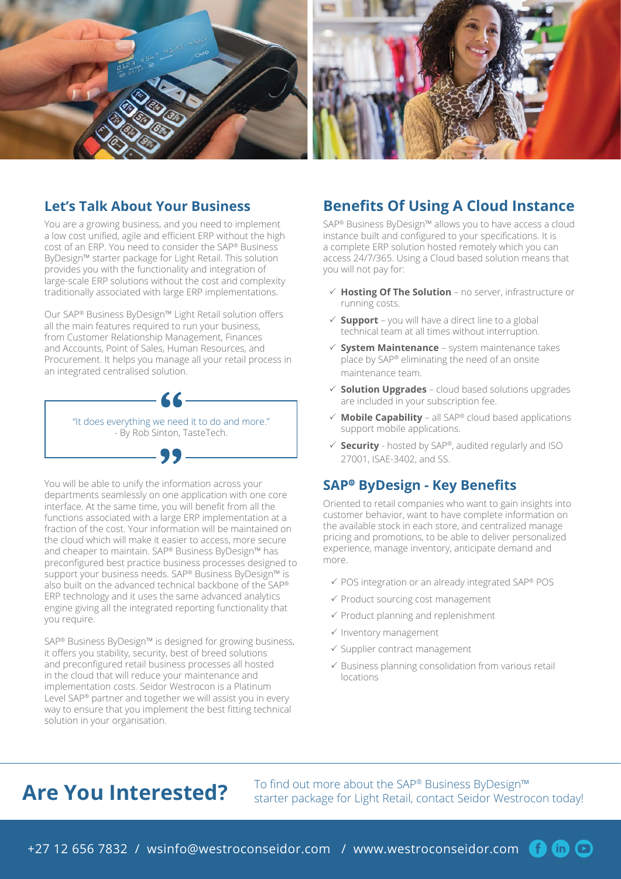## Let's Talk About Your Business

You are a growing business, and you need to implement a low cost unified, agile and efficient ERP without the high cost of an ERP. You need to consider the SAP® Business ByDesign™ starter package for Light Retail. This solution provides you with the functionality and integration of large-scale ERP solutions without the cost and complexity traditionally associated with large ERP implementations.

Our SAP® Business ByDesign™ Light Retail solution offers all the main features required to run your business, from Customer Relationship Management, Finances and Accounts, Point of Sales, Human Resources, and Procurement. It helps you manage all your retail process in an integrated centralised solution.

> "It does everything we need it to do and more."
> - By Rob Sinton, TasteTech.

You will be able to unify the information across your departments seamlessly on one application with one core interface. At the same time, you will benefit from all the functions associated with a large ERP implementation at a fraction of the cost. Your information will be maintained on the cloud which will make it easier to access, more secure and cheaper to maintain. SAP® Business ByDesign™ has preconfigured best practice business processes designed to support your business needs. SAP® Business ByDesign™ is also built on the advanced technical backbone of the SAP® ERP technology and it uses the same advanced analytics engine giving all the integrated reporting functionality that you require.

SAP® Business ByDesign™ is designed for growing business, it offers you stability, security, best of breed solutions and preconfigured retail business processes all hosted in the cloud that will reduce your maintenance and implementation costs. Seidor Westrocon is a Platinum Level SAP® partner and together we will assist you in every way to ensure that you implement the best fitting technical solution in your organisation.

## Benefits Of Using A Cloud Instance

SAP® Business ByDesign™ allows you to have access a cloud instance built and configured to your specifications. It is a complete ERP solution hosted remotely which you can access 24/7/365. Using a Cloud based solution means that you will not pay for:

- ✓ **Hosting Of The Solution** – no server, infrastructure or running costs.
- ✓ **Support** – you will have a direct line to a global technical team at all times without interruption.
- ✓ **System Maintenance** – system maintenance takes place by SAP® eliminating the need of an onsite maintenance team.
- ✓ **Solution Upgrades** – cloud based solutions upgrades are included in your subscription fee.
- ✓ **Mobile Capability** – all SAP® cloud based applications support mobile applications.
- ✓ **Security** - hosted by SAP®, audited regularly and ISO 27001, ISAE-3402, and SS.

## SAP® ByDesign - Key Benefits

Oriented to retail companies who want to gain insights into customer behavior, want to have complete information on the available stock in each store, and centralized manage pricing and promotions, to be able to deliver personalized experience, manage inventory, anticipate demand and more.

- ✓ POS integration or an already integrated SAP® POS
- ✓ Product sourcing cost management
- ✓ Product planning and replenishment
- ✓ Inventory management
- ✓ Supplier contract management
- ✓ Business planning consolidation from various retail locations

## Are You Interested?

To find out more about the SAP® Business ByDesign™ starter package for Light Retail, contact Seidor Westrocon today!

+27 12 656 7832 / wsinfo@westroconseidor.com / www.westroconseidor.com